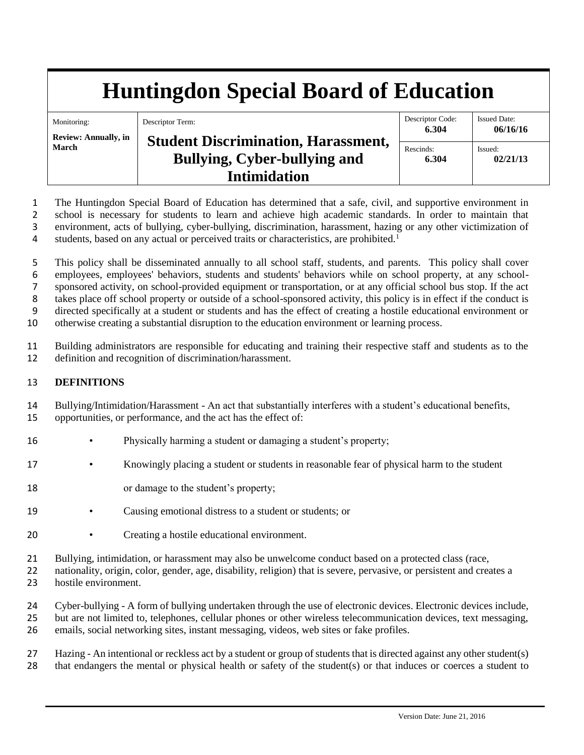# Huntingdon Special Board of Education

| Monitoring: | Descriptor Term: | Descriptor Code: | Issued Date: |
|---|---|---|---|
| **Review: Annually, in March** | **Student Discrimination, Harassment, Bullying, Cyber-bullying and Intimidation** | **6.304** | **06/16/16** |
| | | Rescinds: **6.304** | Issued: **02/21/13** |

The Huntingdon Special Board of Education has determined that a safe, civil, and supportive environment in school is necessary for students to learn and achieve high academic standards. In order to maintain that environment, acts of bullying, cyber-bullying, discrimination, harassment, hazing or any other victimization of students, based on any actual or perceived traits or characteristics, are prohibited.[1]

This policy shall be disseminated annually to all school staff, students, and parents. This policy shall cover employees, employees' behaviors, students and students' behaviors while on school property, at any school-sponsored activity, on school-provided equipment or transportation, or at any official school bus stop. If the act takes place off school property or outside of a school-sponsored activity, this policy is in effect if the conduct is directed specifically at a student or students and has the effect of creating a hostile educational environment or otherwise creating a substantial disruption to the education environment or learning process.

Building administrators are responsible for educating and training their respective staff and students as to the definition and recognition of discrimination/harassment.

**DEFINITIONS**

Bullying/Intimidation/Harassment - An act that substantially interferes with a student's educational benefits, opportunities, or performance, and the act has the effect of:

- Physically harming a student or damaging a student's property;
- Knowingly placing a student or students in reasonable fear of physical harm to the student or damage to the student's property;
- Causing emotional distress to a student or students; or
- Creating a hostile educational environment.

Bullying, intimidation, or harassment may also be unwelcome conduct based on a protected class (race, nationality, origin, color, gender, age, disability, religion) that is severe, pervasive, or persistent and creates a hostile environment.

Cyber-bullying - A form of bullying undertaken through the use of electronic devices. Electronic devices include, but are not limited to, telephones, cellular phones or other wireless telecommunication devices, text messaging, emails, social networking sites, instant messaging, videos, web sites or fake profiles.

Hazing - An intentional or reckless act by a student or group of students that is directed against any other student(s) that endangers the mental or physical health or safety of the student(s) or that induces or coerces a student to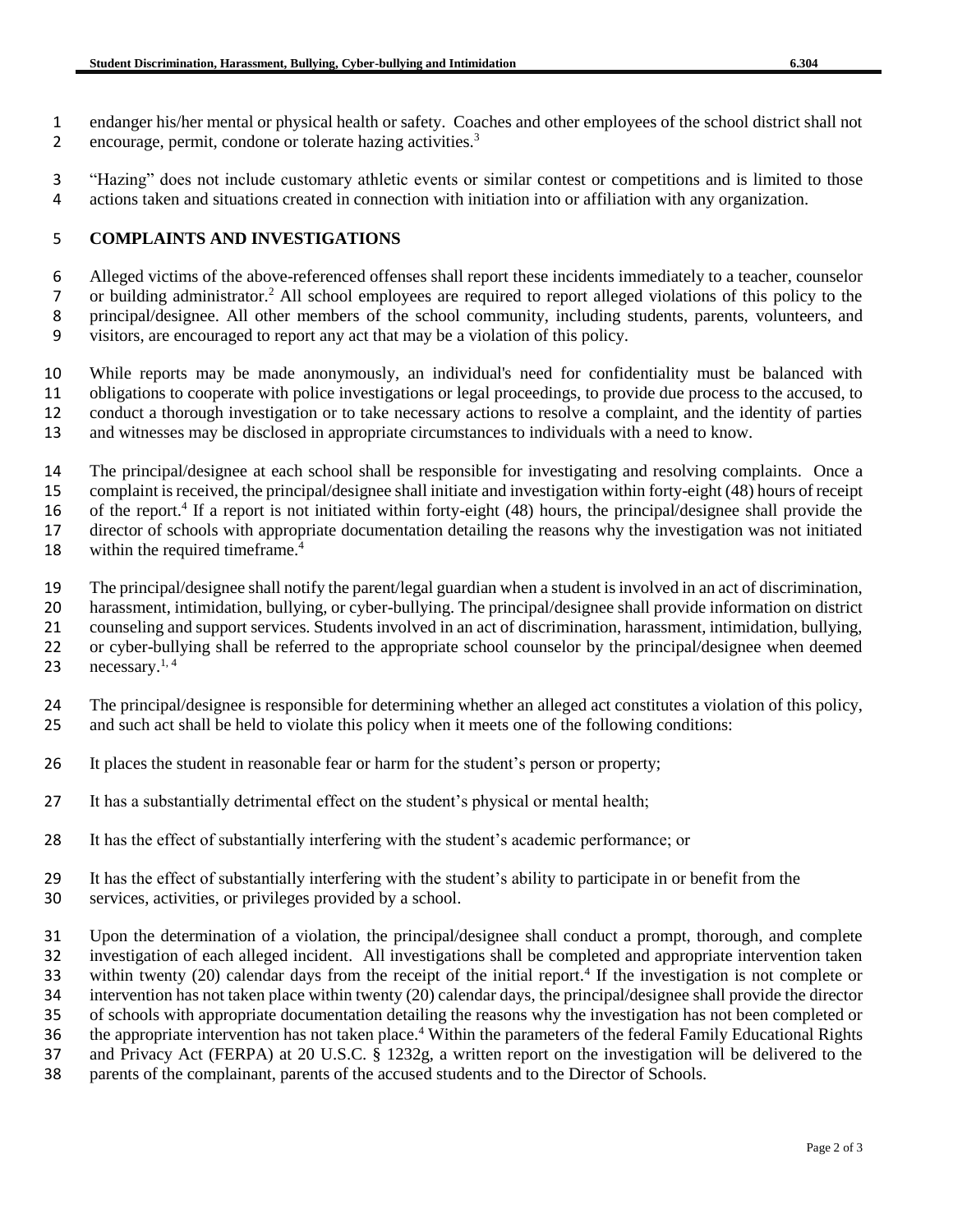endanger his/her mental or physical health or safety. Coaches and other employees of the school district shall not encourage, permit, condone or tolerate hazing activities.[3]

"Hazing" does not include customary athletic events or similar contest or competitions and is limited to those actions taken and situations created in connection with initiation into or affiliation with any organization.

## COMPLAINTS AND INVESTIGATIONS

Alleged victims of the above-referenced offenses shall report these incidents immediately to a teacher, counselor or building administrator.[2] All school employees are required to report alleged violations of this policy to the principal/designee. All other members of the school community, including students, parents, volunteers, and visitors, are encouraged to report any act that may be a violation of this policy.

While reports may be made anonymously, an individual's need for confidentiality must be balanced with obligations to cooperate with police investigations or legal proceedings, to provide due process to the accused, to conduct a thorough investigation or to take necessary actions to resolve a complaint, and the identity of parties and witnesses may be disclosed in appropriate circumstances to individuals with a need to know.

The principal/designee at each school shall be responsible for investigating and resolving complaints. Once a complaint is received, the principal/designee shall initiate and investigation within forty-eight (48) hours of receipt of the report.[4] If a report is not initiated within forty-eight (48) hours, the principal/designee shall provide the director of schools with appropriate documentation detailing the reasons why the investigation was not initiated within the required timeframe.[4]

The principal/designee shall notify the parent/legal guardian when a student is involved in an act of discrimination, harassment, intimidation, bullying, or cyber-bullying. The principal/designee shall provide information on district counseling and support services. Students involved in an act of discrimination, harassment, intimidation, bullying, or cyber-bullying shall be referred to the appropriate school counselor by the principal/designee when deemed necessary.[1, 4]

The principal/designee is responsible for determining whether an alleged act constitutes a violation of this policy, and such act shall be held to violate this policy when it meets one of the following conditions:

It places the student in reasonable fear or harm for the student's person or property;

It has a substantially detrimental effect on the student's physical or mental health;

It has the effect of substantially interfering with the student's academic performance; or

It has the effect of substantially interfering with the student's ability to participate in or benefit from the services, activities, or privileges provided by a school.

Upon the determination of a violation, the principal/designee shall conduct a prompt, thorough, and complete investigation of each alleged incident. All investigations shall be completed and appropriate intervention taken within twenty (20) calendar days from the receipt of the initial report.[4] If the investigation is not complete or intervention has not taken place within twenty (20) calendar days, the principal/designee shall provide the director of schools with appropriate documentation detailing the reasons why the investigation has not been completed or the appropriate intervention has not taken place.[4] Within the parameters of the federal Family Educational Rights and Privacy Act (FERPA) at 20 U.S.C. § 1232g, a written report on the investigation will be delivered to the parents of the complainant, parents of the accused students and to the Director of Schools.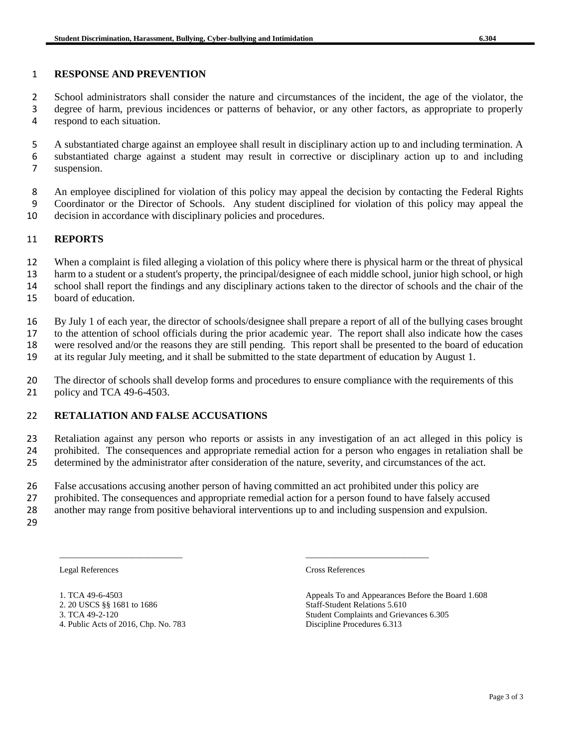## RESPONSE AND PREVENTION

School administrators shall consider the nature and circumstances of the incident, the age of the violator, the degree of harm, previous incidences or patterns of behavior, or any other factors, as appropriate to properly respond to each situation.

A substantiated charge against an employee shall result in disciplinary action up to and including termination. A substantiated charge against a student may result in corrective or disciplinary action up to and including suspension.

An employee disciplined for violation of this policy may appeal the decision by contacting the Federal Rights Coordinator or the Director of Schools. Any student disciplined for violation of this policy may appeal the decision in accordance with disciplinary policies and procedures.

## REPORTS

When a complaint is filed alleging a violation of this policy where there is physical harm or the threat of physical harm to a student or a student's property, the principal/designee of each middle school, junior high school, or high school shall report the findings and any disciplinary actions taken to the director of schools and the chair of the board of education.

By July 1 of each year, the director of schools/designee shall prepare a report of all of the bullying cases brought to the attention of school officials during the prior academic year. The report shall also indicate how the cases were resolved and/or the reasons they are still pending. This report shall be presented to the board of education at its regular July meeting, and it shall be submitted to the state department of education by August 1.

The director of schools shall develop forms and procedures to ensure compliance with the requirements of this policy and TCA 49-6-4503.

## RETALIATION AND FALSE ACCUSATIONS

Retaliation against any person who reports or assists in any investigation of an act alleged in this policy is prohibited. The consequences and appropriate remedial action for a person who engages in retaliation shall be determined by the administrator after consideration of the nature, severity, and circumstances of the act.

False accusations accusing another person of having committed an act prohibited under this policy are prohibited. The consequences and appropriate remedial action for a person found to have falsely accused another may range from positive behavioral interventions up to and including suspension and expulsion.

---

Legal References

1. TCA 49-6-4503
2. 20 USCS §§ 1681 to 1686
3. TCA 49-2-120
4. Public Acts of 2016, Chp. No. 783

Cross References

Appeals To and Appearances Before the Board 1.608
Staff-Student Relations 5.610
Student Complaints and Grievances 6.305
Discipline Procedures 6.313